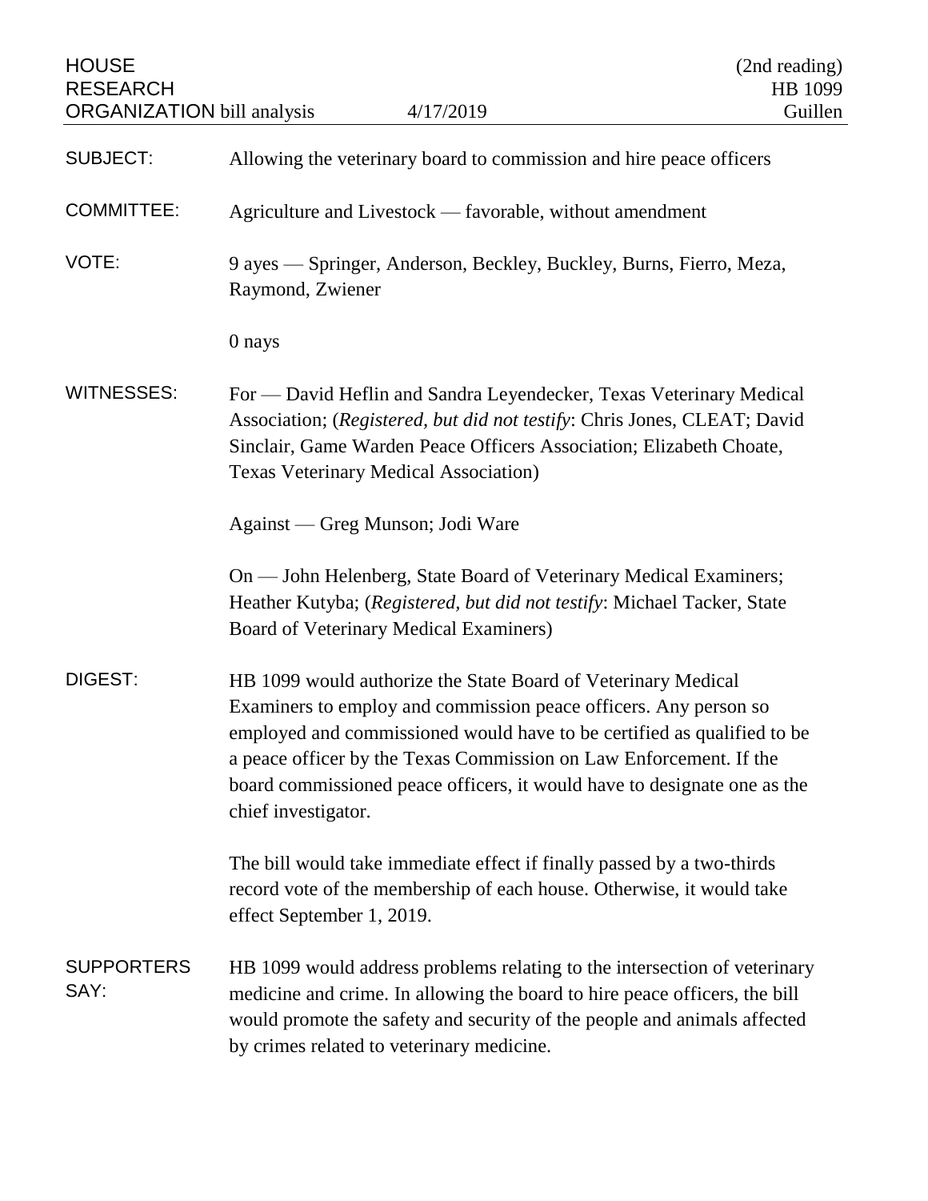HOUSE RESEARCH ORGANIZATION bill analysis 4/17/2019

(2nd reading) HB 1099 Guillen

**SUBJECT:** Allowing the veterinary board to commission and hire peace officers

**COMMITTEE:** Agriculture and Livestock — favorable, without amendment

**VOTE:** 9 ayes — Springer, Anderson, Beckley, Buckley, Burns, Fierro, Meza, Raymond, Zwiener

0 nays

**WITNESSES:** For — David Heflin and Sandra Leyendecker, Texas Veterinary Medical Association; (*Registered, but did not testify*: Chris Jones, CLEAT; David Sinclair, Game Warden Peace Officers Association; Elizabeth Choate, Texas Veterinary Medical Association)

Against — Greg Munson; Jodi Ware

On — John Helenberg, State Board of Veterinary Medical Examiners; Heather Kutyba; (*Registered, but did not testify*: Michael Tacker, State Board of Veterinary Medical Examiners)

**DIGEST:** HB 1099 would authorize the State Board of Veterinary Medical Examiners to employ and commission peace officers. Any person so employed and commissioned would have to be certified as qualified to be a peace officer by the Texas Commission on Law Enforcement. If the board commissioned peace officers, it would have to designate one as the chief investigator.

The bill would take immediate effect if finally passed by a two-thirds record vote of the membership of each house. Otherwise, it would take effect September 1, 2019.

**SUPPORTERS SAY:** HB 1099 would address problems relating to the intersection of veterinary medicine and crime. In allowing the board to hire peace officers, the bill would promote the safety and security of the people and animals affected by crimes related to veterinary medicine.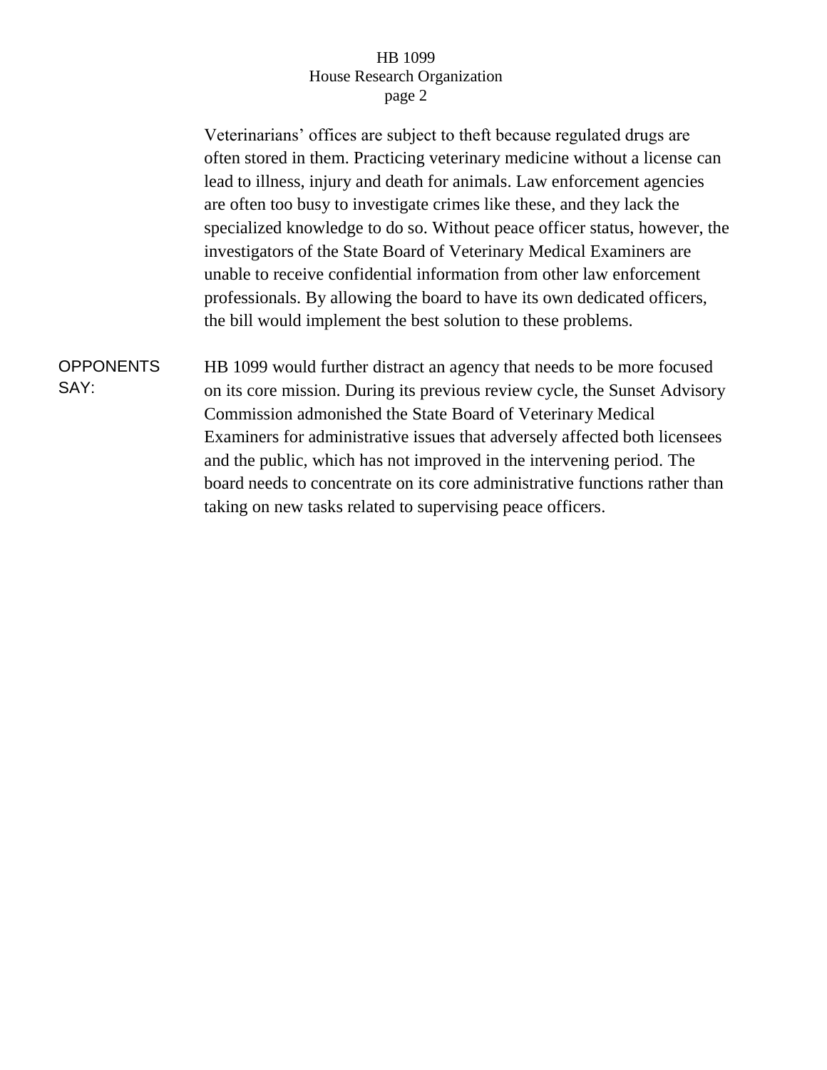Veterinarians' offices are subject to theft because regulated drugs are often stored in them. Practicing veterinary medicine without a license can lead to illness, injury and death for animals. Law enforcement agencies are often too busy to investigate crimes like these, and they lack the specialized knowledge to do so. Without peace officer status, however, the investigators of the State Board of Veterinary Medical Examiners are unable to receive confidential information from other law enforcement professionals. By allowing the board to have its own dedicated officers, the bill would implement the best solution to these problems.

**OPPONENTS SAY:**

HB 1099 would further distract an agency that needs to be more focused on its core mission. During its previous review cycle, the Sunset Advisory Commission admonished the State Board of Veterinary Medical Examiners for administrative issues that adversely affected both licensees and the public, which has not improved in the intervening period. The board needs to concentrate on its core administrative functions rather than taking on new tasks related to supervising peace officers.